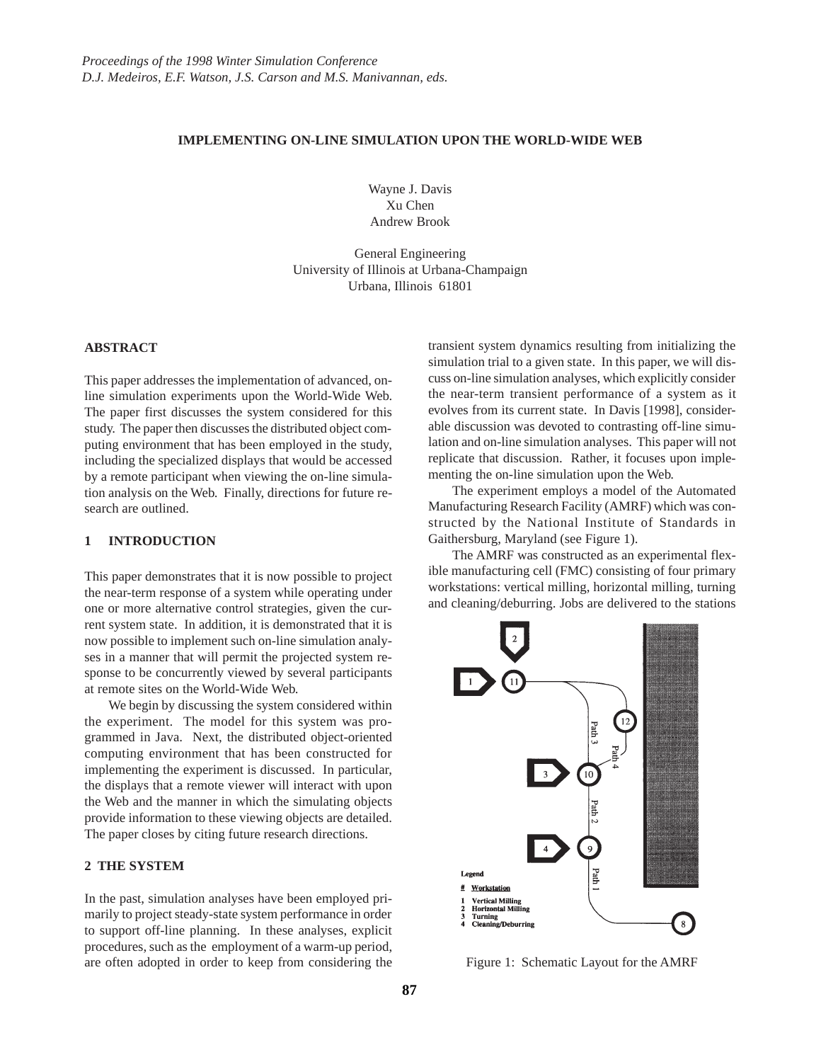*Proceedings of the 1998 Winter Simulation Conference*
*D.J. Medeiros, E.F. Watson, J.S. Carson and M.S. Manivannan, eds.*

# IMPLEMENTING ON-LINE SIMULATION UPON THE WORLD-WIDE WEB

Wayne J. Davis
Xu Chen
Andrew Brook

General Engineering
University of Illinois at Urbana-Champaign
Urbana, Illinois 61801

## ABSTRACT

This paper addresses the implementation of advanced, on-line simulation experiments upon the World-Wide Web. The paper first discusses the system considered for this study. The paper then discusses the distributed object computing environment that has been employed in the study, including the specialized displays that would be accessed by a remote participant when viewing the on-line simulation analysis on the Web. Finally, directions for future research are outlined.

## 1 INTRODUCTION

This paper demonstrates that it is now possible to project the near-term response of a system while operating under one or more alternative control strategies, given the current system state. In addition, it is demonstrated that it is now possible to implement such on-line simulation analyses in a manner that will permit the projected system response to be concurrently viewed by several participants at remote sites on the World-Wide Web.

We begin by discussing the system considered within the experiment. The model for this system was programmed in Java. Next, the distributed object-oriented computing environment that has been constructed for implementing the experiment is discussed. In particular, the displays that a remote viewer will interact with upon the Web and the manner in which the simulating objects provide information to these viewing objects are detailed. The paper closes by citing future research directions.

## 2 THE SYSTEM

In the past, simulation analyses have been employed primarily to project steady-state system performance in order to support off-line planning. In these analyses, explicit procedures, such as the employment of a warm-up period, are often adopted in order to keep from considering the transient system dynamics resulting from initializing the simulation trial to a given state. In this paper, we will discuss on-line simulation analyses, which explicitly consider the near-term transient performance of a system as it evolves from its current state. In Davis [1998], considerable discussion was devoted to contrasting off-line simulation and on-line simulation analyses. This paper will not replicate that discussion. Rather, it focuses upon implementing the on-line simulation upon the Web.

The experiment employs a model of the Automated Manufacturing Research Facility (AMRF) which was constructed by the National Institute of Standards in Gaithersburg, Maryland (see Figure 1).

The AMRF was constructed as an experimental flexible manufacturing cell (FMC) consisting of four primary workstations: vertical milling, horizontal milling, turning and cleaning/deburring. Jobs are delivered to the stations

Figure 1: Schematic Layout for the AMRF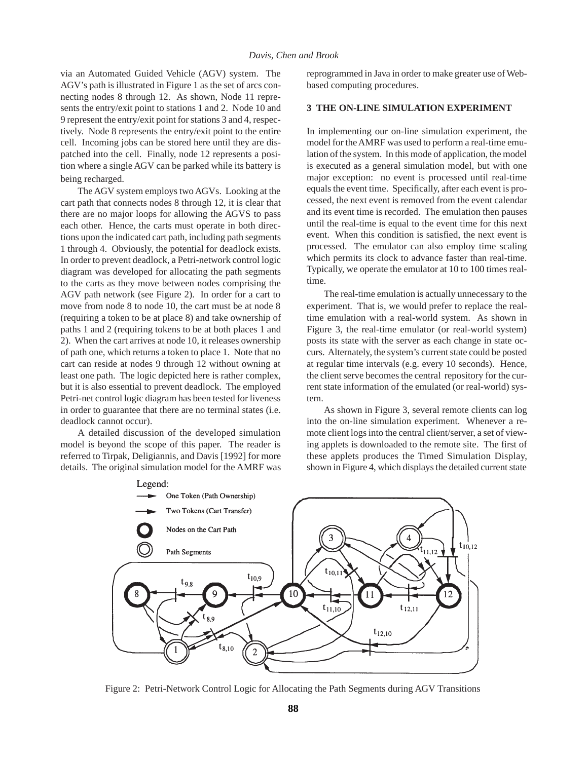via an Automated Guided Vehicle (AGV) system. The AGV's path is illustrated in Figure 1 as the set of arcs connecting nodes 8 through 12. As shown, Node 11 represents the entry/exit point to stations 1 and 2. Node 10 and 9 represent the entry/exit point for stations 3 and 4, respectively. Node 8 represents the entry/exit point to the entire cell. Incoming jobs can be stored here until they are dispatched into the cell. Finally, node 12 represents a position where a single AGV can be parked while its battery is being recharged.

The AGV system employs two AGVs. Looking at the cart path that connects nodes 8 through 12, it is clear that there are no major loops for allowing the AGVS to pass each other. Hence, the carts must operate in both directions upon the indicated cart path, including path segments 1 through 4. Obviously, the potential for deadlock exists. In order to prevent deadlock, a Petri-network control logic diagram was developed for allocating the path segments to the carts as they move between nodes comprising the AGV path network (see Figure 2). In order for a cart to move from node 8 to node 10, the cart must be at node 8 (requiring a token to be at place 8) and take ownership of paths 1 and 2 (requiring tokens to be at both places 1 and 2). When the cart arrives at node 10, it releases ownership of path one, which returns a token to place 1. Note that no cart can reside at nodes 9 through 12 without owning at least one path. The logic depicted here is rather complex, but it is also essential to prevent deadlock. The employed Petri-net control logic diagram has been tested for liveness in order to guarantee that there are no terminal states (i.e. deadlock cannot occur).

A detailed discussion of the developed simulation model is beyond the scope of this paper. The reader is referred to Tirpak, Deligiannis, and Davis [1992] for more details. The original simulation model for the AMRF was reprogrammed in Java in order to make greater use of Web-based computing procedures.

## 3 THE ON-LINE SIMULATION EXPERIMENT

In implementing our on-line simulation experiment, the model for the AMRF was used to perform a real-time emulation of the system. In this mode of application, the model is executed as a general simulation model, but with one major exception: no event is processed until real-time equals the event time. Specifically, after each event is processed, the next event is removed from the event calendar and its event time is recorded. The emulation then pauses until the real-time is equal to the event time for this next event. When this condition is satisfied, the next event is processed. The emulator can also employ time scaling which permits its clock to advance faster than real-time. Typically, we operate the emulator at 10 to 100 times real-time.

The real-time emulation is actually unnecessary to the experiment. That is, we would prefer to replace the real-time emulation with a real-world system. As shown in Figure 3, the real-time emulator (or real-world system) posts its state with the server as each change in state occurs. Alternately, the system's current state could be posted at regular time intervals (e.g. every 10 seconds). Hence, the client serve becomes the central repository for the current state information of the emulated (or real-world) system.

As shown in Figure 3, several remote clients can log into the on-line simulation experiment. Whenever a remote client logs into the central client/server, a set of viewing applets is downloaded to the remote site. The first of these applets produces the Timed Simulation Display, shown in Figure 4, which displays the detailed current state

Figure 2: Petri-Network Control Logic for Allocating the Path Segments during AGV Transitions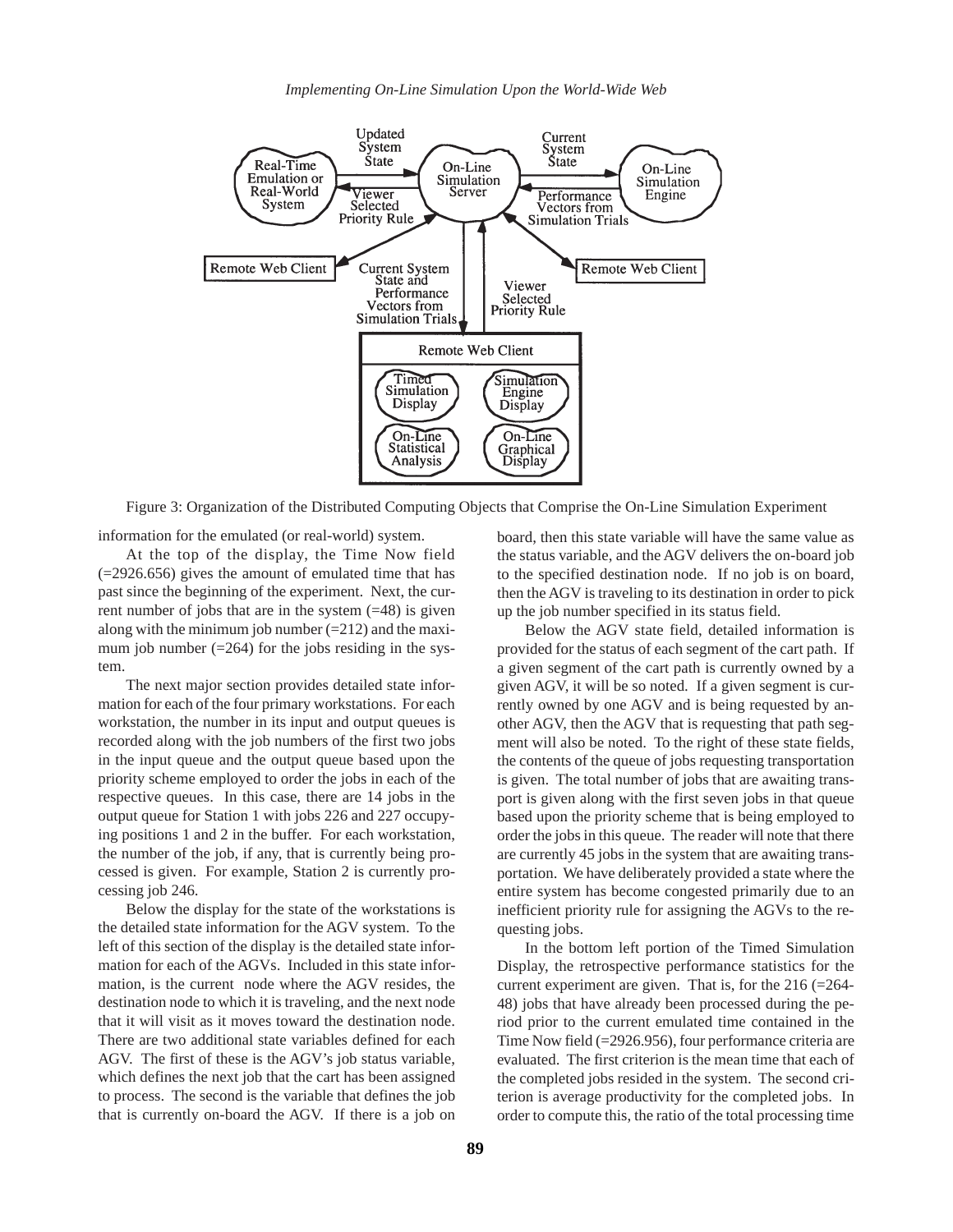Updated System State

Current System State

Real-Time Emulation or Real-World System

On-Line Simulation Server

On-Line Simulation Engine

Viewer Selected Priority Rule

Performance Vectors from Simulation Trials

Remote Web Client

Remote Web Client

Current System State and Performance Vectors from Simulation Trials

Viewer Selected Priority Rule

Remote Web Client

Timed Simulation Display

Simulation Engine Display

On-Line Statistical Analysis

On-Line Graphical Display

Figure 3: Organization of the Distributed Computing Objects that Comprise the On-Line Simulation Experiment

information for the emulated (or real-world) system.

At the top of the display, the Time Now field (=2926.656) gives the amount of emulated time that has past since the beginning of the experiment. Next, the current number of jobs that are in the system (=48) is given along with the minimum job number (=212) and the maximum job number (=264) for the jobs residing in the system.

The next major section provides detailed state information for each of the four primary workstations. For each workstation, the number in its input and output queues is recorded along with the job numbers of the first two jobs in the input queue and the output queue based upon the priority scheme employed to order the jobs in each of the respective queues. In this case, there are 14 jobs in the output queue for Station 1 with jobs 226 and 227 occupying positions 1 and 2 in the buffer. For each workstation, the number of the job, if any, that is currently being processed is given. For example, Station 2 is currently processing job 246.

Below the display for the state of the workstations is the detailed state information for the AGV system. To the left of this section of the display is the detailed state information for each of the AGVs. Included in this state information, is the current node where the AGV resides, the destination node to which it is traveling, and the next node that it will visit as it moves toward the destination node. There are two additional state variables defined for each AGV. The first of these is the AGV's job status variable, which defines the next job that the cart has been assigned to process. The second is the variable that defines the job that is currently on-board the AGV. If there is a job on board, then this state variable will have the same value as the status variable, and the AGV delivers the on-board job to the specified destination node. If no job is on board, then the AGV is traveling to its destination in order to pick up the job number specified in its status field.

Below the AGV state field, detailed information is provided for the status of each segment of the cart path. If a given segment of the cart path is currently owned by a given AGV, it will be so noted. If a given segment is currently owned by one AGV and is being requested by another AGV, then the AGV that is requesting that path segment will also be noted. To the right of these state fields, the contents of the queue of jobs requesting transportation is given. The total number of jobs that are awaiting transport is given along with the first seven jobs in that queue based upon the priority scheme that is being employed to order the jobs in this queue. The reader will note that there are currently 45 jobs in the system that are awaiting transportation. We have deliberately provided a state where the entire system has become congested primarily due to an inefficient priority rule for assigning the AGVs to the requesting jobs.

In the bottom left portion of the Timed Simulation Display, the retrospective performance statistics for the current experiment are given. That is, for the 216 (=264-48) jobs that have already been processed during the period prior to the current emulated time contained in the Time Now field (=2926.956), four performance criteria are evaluated. The first criterion is the mean time that each of the completed jobs resided in the system. The second criterion is average productivity for the completed jobs. In order to compute this, the ratio of the total processing time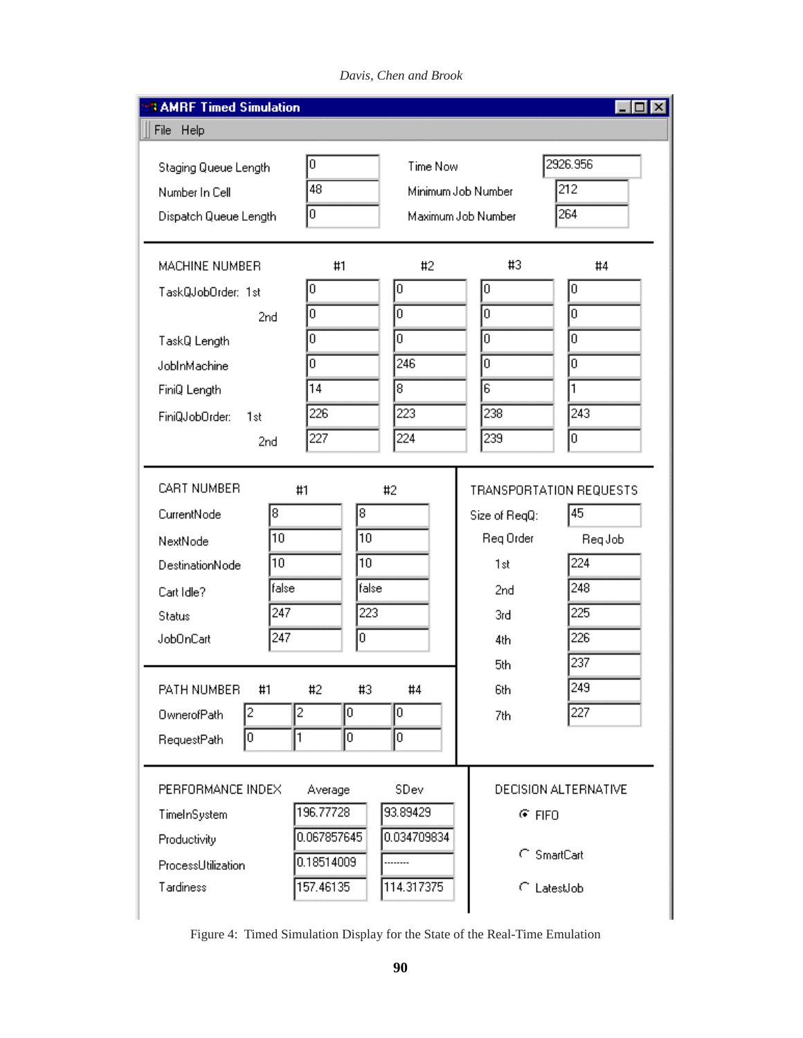**AMRF Timed Simulation**

File Help

| | | | |
|---|---|---|---|
| Staging Queue Length | 0 | Time Now | 2926.956 |
| Number In Cell | 48 | Minimum Job Number | 212 |
| Dispatch Queue Length | 0 | Maximum Job Number | 264 |

| MACHINE NUMBER | | #1 | #2 | #3 | #4 |
|---|---|---|---|---|---|
| TaskQJobOrder: | 1st | 0 | 0 | 0 | 0 |
| | 2nd | 0 | 0 | 0 | 0 |
| TaskQ Length | | 0 | 0 | 0 | 0 |
| JobInMachine | | 0 | 246 | 0 | 0 |
| FiniQ Length | | 14 | 8 | 6 | 1 |
| FiniQJobOrder: | 1st | 226 | 223 | 238 | 243 |
| | 2nd | 227 | 224 | 239 | 0 |

| CART NUMBER | #1 | #2 |
|---|---|---|
| CurrentNode | 8 | 8 |
| NextNode | 10 | 10 |
| DestinationNode | 10 | 10 |
| Cart Idle? | false | false |
| Status | 247 | 223 |
| JobOnCart | 247 | 0 |

| PATH NUMBER | #1 | #2 | #3 | #4 |
|---|---|---|---|---|
| OwnerofPath | 2 | 2 | 0 | 0 |
| RequestPath | 0 | 1 | 0 | 0 |

TRANSPORTATION REQUESTS

Size of ReqQ: 45

| Req Order | Req Job |
|---|---|
| 1st | 224 |
| 2nd | 248 |
| 3rd | 225 |
| 4th | 226 |
| 5th | 237 |
| 6th | 249 |
| 7th | 227 |

| PERFORMANCE INDEX | Average | SDev |
|---|---|---|
| TimeInSystem | 196.77728 | 93.89429 |
| Productivity | 0.067857645 | 0.034709834 |
| ProcessUtilization | 0.18514009 | -------- |
| Tardiness | 157.46135 | 114.317375 |

DECISION ALTERNATIVE

- (•) FIFO
- ( ) SmartCart
- ( ) LatestJob

Figure 4: Timed Simulation Display for the State of the Real-Time Emulation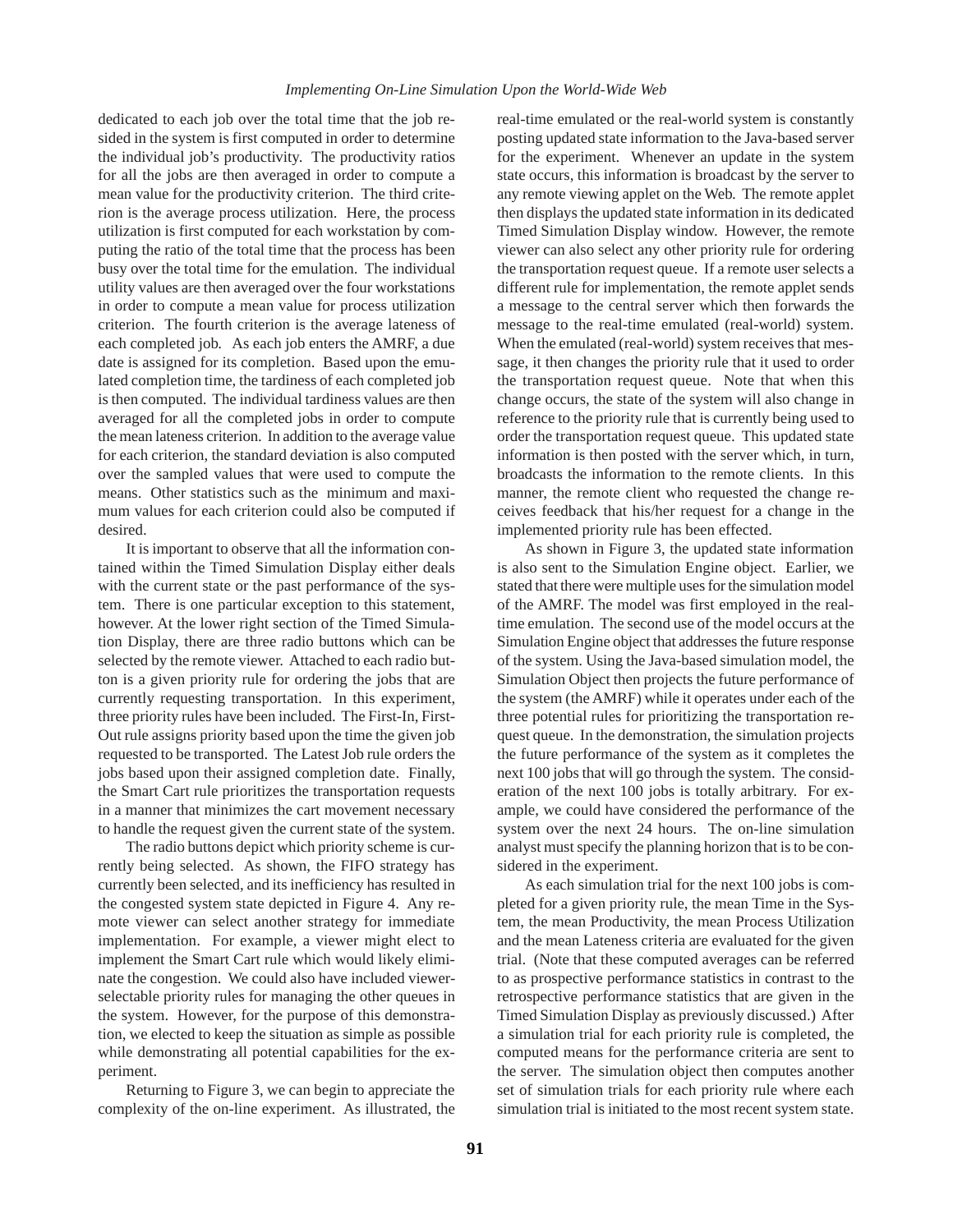dedicated to each job over the total time that the job resided in the system is first computed in order to determine the individual job's productivity. The productivity ratios for all the jobs are then averaged in order to compute a mean value for the productivity criterion. The third criterion is the average process utilization. Here, the process utilization is first computed for each workstation by computing the ratio of the total time that the process has been busy over the total time for the emulation. The individual utility values are then averaged over the four workstations in order to compute a mean value for process utilization criterion. The fourth criterion is the average lateness of each completed job. As each job enters the AMRF, a due date is assigned for its completion. Based upon the emulated completion time, the tardiness of each completed job is then computed. The individual tardiness values are then averaged for all the completed jobs in order to compute the mean lateness criterion. In addition to the average value for each criterion, the standard deviation is also computed over the sampled values that were used to compute the means. Other statistics such as the minimum and maximum values for each criterion could also be computed if desired.

It is important to observe that all the information contained within the Timed Simulation Display either deals with the current state or the past performance of the system. There is one particular exception to this statement, however. At the lower right section of the Timed Simulation Display, there are three radio buttons which can be selected by the remote viewer. Attached to each radio button is a given priority rule for ordering the jobs that are currently requesting transportation. In this experiment, three priority rules have been included. The First-In, First-Out rule assigns priority based upon the time the given job requested to be transported. The Latest Job rule orders the jobs based upon their assigned completion date. Finally, the Smart Cart rule prioritizes the transportation requests in a manner that minimizes the cart movement necessary to handle the request given the current state of the system.

The radio buttons depict which priority scheme is currently being selected. As shown, the FIFO strategy has currently been selected, and its inefficiency has resulted in the congested system state depicted in Figure 4. Any remote viewer can select another strategy for immediate implementation. For example, a viewer might elect to implement the Smart Cart rule which would likely eliminate the congestion. We could also have included viewer-selectable priority rules for managing the other queues in the system. However, for the purpose of this demonstration, we elected to keep the situation as simple as possible while demonstrating all potential capabilities for the experiment.

Returning to Figure 3, we can begin to appreciate the complexity of the on-line experiment. As illustrated, the real-time emulated or the real-world system is constantly posting updated state information to the Java-based server for the experiment. Whenever an update in the system state occurs, this information is broadcast by the server to any remote viewing applet on the Web. The remote applet then displays the updated state information in its dedicated Timed Simulation Display window. However, the remote viewer can also select any other priority rule for ordering the transportation request queue. If a remote user selects a different rule for implementation, the remote applet sends a message to the central server which then forwards the message to the real-time emulated (real-world) system. When the emulated (real-world) system receives that message, it then changes the priority rule that it used to order the transportation request queue. Note that when this change occurs, the state of the system will also change in reference to the priority rule that is currently being used to order the transportation request queue. This updated state information is then posted with the server which, in turn, broadcasts the information to the remote clients. In this manner, the remote client who requested the change receives feedback that his/her request for a change in the implemented priority rule has been effected.

As shown in Figure 3, the updated state information is also sent to the Simulation Engine object. Earlier, we stated that there were multiple uses for the simulation model of the AMRF. The model was first employed in the real-time emulation. The second use of the model occurs at the Simulation Engine object that addresses the future response of the system. Using the Java-based simulation model, the Simulation Object then projects the future performance of the system (the AMRF) while it operates under each of the three potential rules for prioritizing the transportation request queue. In the demonstration, the simulation projects the future performance of the system as it completes the next 100 jobs that will go through the system. The consideration of the next 100 jobs is totally arbitrary. For example, we could have considered the performance of the system over the next 24 hours. The on-line simulation analyst must specify the planning horizon that is to be considered in the experiment.

As each simulation trial for the next 100 jobs is completed for a given priority rule, the mean Time in the System, the mean Productivity, the mean Process Utilization and the mean Lateness criteria are evaluated for the given trial. (Note that these computed averages can be referred to as prospective performance statistics in contrast to the retrospective performance statistics that are given in the Timed Simulation Display as previously discussed.) After a simulation trial for each priority rule is completed, the computed means for the performance criteria are sent to the server. The simulation object then computes another set of simulation trials for each priority rule where each simulation trial is initiated to the most recent system state.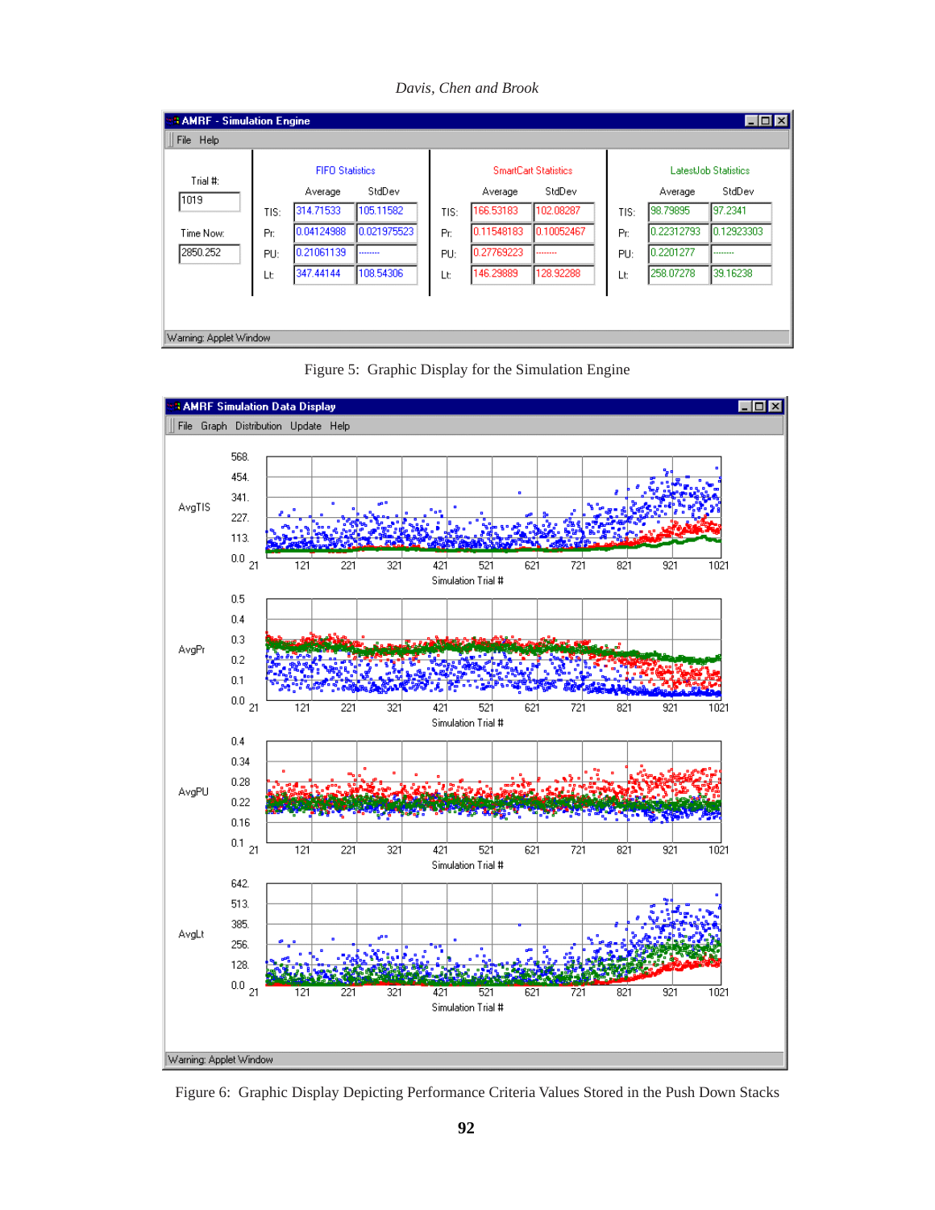**AMRF - Simulation Engine**

File Help

Trial #: 1019

Time Now: 2850.252

| | FIFO Statistics | | SmartCart Statistics | | LatestJob Statistics | |
|---|---|---|---|---|---|---|
| | Average | StdDev | Average | StdDev | Average | StdDev |
| TIS: | 314.71533 | 105.11582 | 166.53183 | 102.08287 | 98.79895 | 97.2341 |
| Pr: | 0.04124988 | 0.021975523 | 0.11548183 | 0.10052467 | 0.22312793 | 0.12923303 |
| PU: | 0.21061139 | ------- | 0.27769223 | ------- | 0.2201277 | ------- |
| Lt: | 347.44144 | 108.54306 | 146.29889 | 128.92288 | 258.07278 | 39.16238 |

Warning: Applet Window

Figure 5: Graphic Display for the Simulation Engine

Figure 6: Graphic Display Depicting Performance Criteria Values Stored in the Push Down Stacks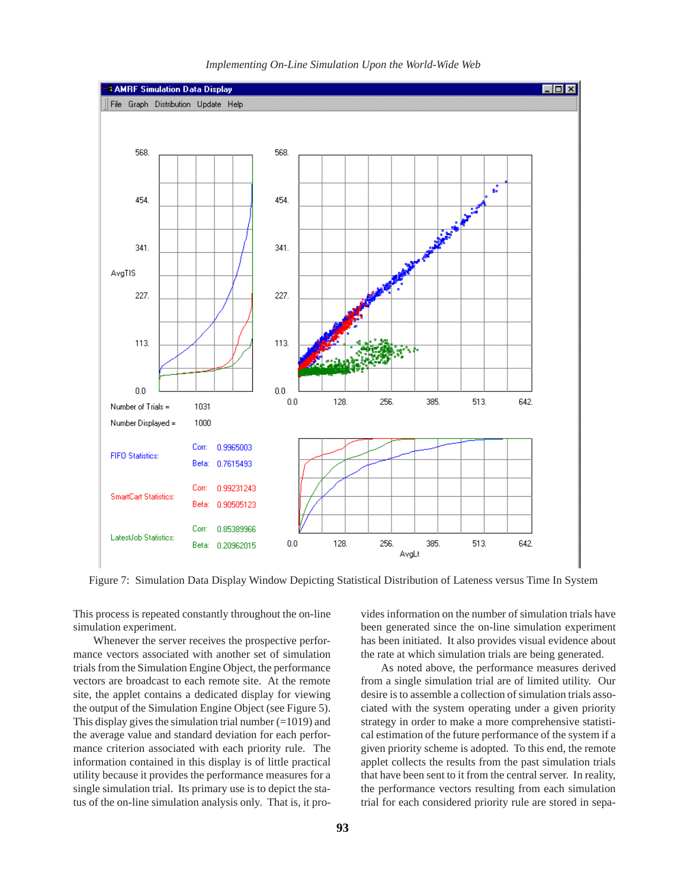Figure 7: Simulation Data Display Window Depicting Statistical Distribution of Lateness versus Time In System

This process is repeated constantly throughout the on-line simulation experiment.

Whenever the server receives the prospective performance vectors associated with another set of simulation trials from the Simulation Engine Object, the performance vectors are broadcast to each remote site. At the remote site, the applet contains a dedicated display for viewing the output of the Simulation Engine Object (see Figure 5). This display gives the simulation trial number (=1019) and the average value and standard deviation for each performance criterion associated with each priority rule. The information contained in this display is of little practical utility because it provides the performance measures for a single simulation trial. Its primary use is to depict the status of the on-line simulation analysis only. That is, it provides information on the number of simulation trials have been generated since the on-line simulation experiment has been initiated. It also provides visual evidence about the rate at which simulation trials are being generated.

As noted above, the performance measures derived from a single simulation trial are of limited utility. Our desire is to assemble a collection of simulation trials associated with the system operating under a given priority strategy in order to make a more comprehensive statistical estimation of the future performance of the system if a given priority scheme is adopted. To this end, the remote applet collects the results from the past simulation trials that have been sent to it from the central server. In reality, the performance vectors resulting from each simulation trial for each considered priority rule are stored in sepa-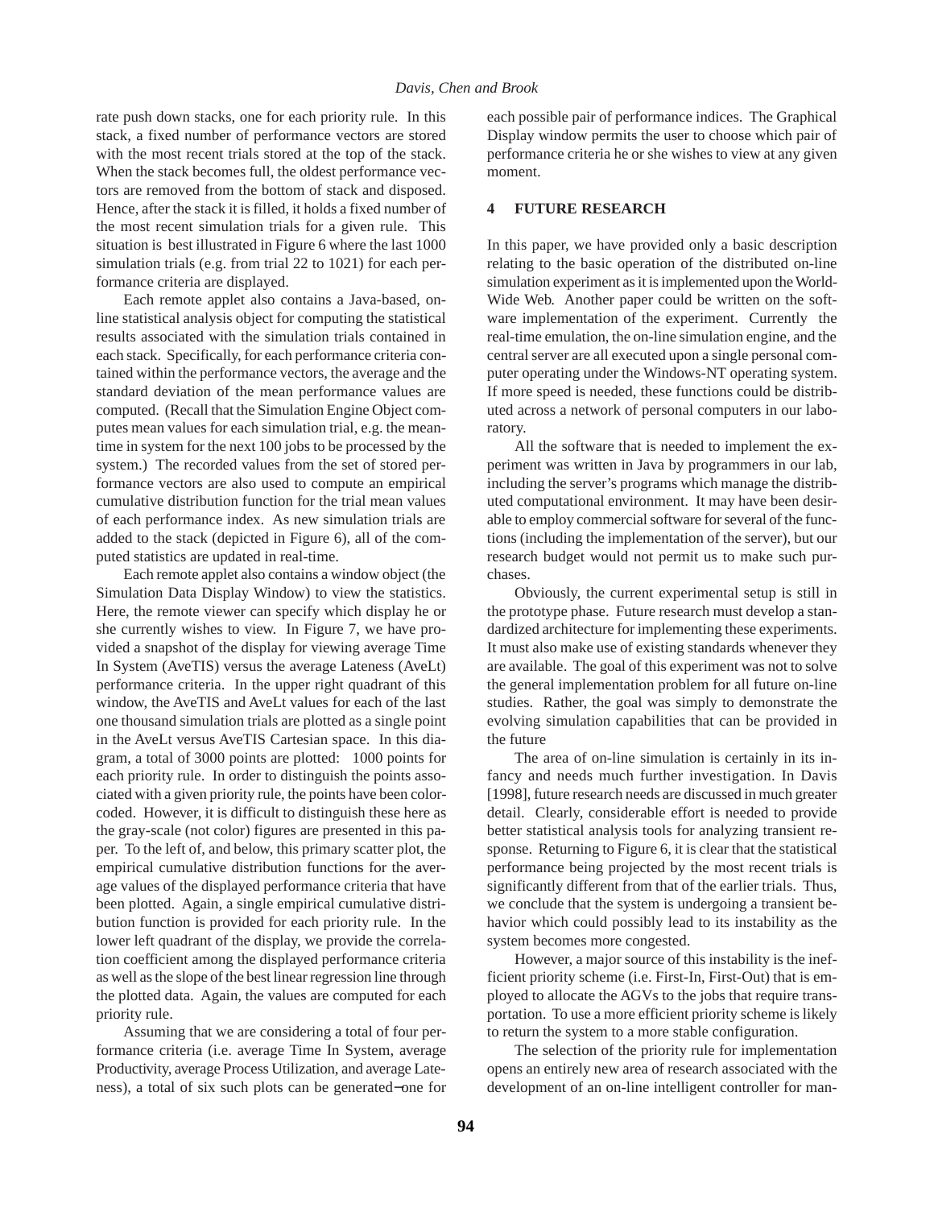rate push down stacks, one for each priority rule. In this stack, a fixed number of performance vectors are stored with the most recent trials stored at the top of the stack. When the stack becomes full, the oldest performance vectors are removed from the bottom of stack and disposed. Hence, after the stack it is filled, it holds a fixed number of the most recent simulation trials for a given rule. This situation is best illustrated in Figure 6 where the last 1000 simulation trials (e.g. from trial 22 to 1021) for each performance criteria are displayed.

Each remote applet also contains a Java-based, on-line statistical analysis object for computing the statistical results associated with the simulation trials contained in each stack. Specifically, for each performance criteria contained within the performance vectors, the average and the standard deviation of the mean performance values are computed. (Recall that the Simulation Engine Object computes mean values for each simulation trial, e.g. the mean-time in system for the next 100 jobs to be processed by the system.) The recorded values from the set of stored performance vectors are also used to compute an empirical cumulative distribution function for the trial mean values of each performance index. As new simulation trials are added to the stack (depicted in Figure 6), all of the computed statistics are updated in real-time.

Each remote applet also contains a window object (the Simulation Data Display Window) to view the statistics. Here, the remote viewer can specify which display he or she currently wishes to view. In Figure 7, we have provided a snapshot of the display for viewing average Time In System (AveTIS) versus the average Lateness (AveLt) performance criteria. In the upper right quadrant of this window, the AveTIS and AveLt values for each of the last one thousand simulation trials are plotted as a single point in the AveLt versus AveTIS Cartesian space. In this diagram, a total of 3000 points are plotted: 1000 points for each priority rule. In order to distinguish the points associated with a given priority rule, the points have been color-coded. However, it is difficult to distinguish these here as the gray-scale (not color) figures are presented in this paper. To the left of, and below, this primary scatter plot, the empirical cumulative distribution functions for the average values of the displayed performance criteria that have been plotted. Again, a single empirical cumulative distribution function is provided for each priority rule. In the lower left quadrant of the display, we provide the correlation coefficient among the displayed performance criteria as well as the slope of the best linear regression line through the plotted data. Again, the values are computed for each priority rule.

Assuming that we are considering a total of four performance criteria (i.e. average Time In System, average Productivity, average Process Utilization, and average Lateness), a total of six such plots can be generated−one for each possible pair of performance indices. The Graphical Display window permits the user to choose which pair of performance criteria he or she wishes to view at any given moment.

## 4 FUTURE RESEARCH

In this paper, we have provided only a basic description relating to the basic operation of the distributed on-line simulation experiment as it is implemented upon the World-Wide Web. Another paper could be written on the software implementation of the experiment. Currently the real-time emulation, the on-line simulation engine, and the central server are all executed upon a single personal computer operating under the Windows-NT operating system. If more speed is needed, these functions could be distributed across a network of personal computers in our laboratory.

All the software that is needed to implement the experiment was written in Java by programmers in our lab, including the server's programs which manage the distributed computational environment. It may have been desirable to employ commercial software for several of the functions (including the implementation of the server), but our research budget would not permit us to make such purchases.

Obviously, the current experimental setup is still in the prototype phase. Future research must develop a standardized architecture for implementing these experiments. It must also make use of existing standards whenever they are available. The goal of this experiment was not to solve the general implementation problem for all future on-line studies. Rather, the goal was simply to demonstrate the evolving simulation capabilities that can be provided in the future

The area of on-line simulation is certainly in its infancy and needs much further investigation. In Davis [1998], future research needs are discussed in much greater detail. Clearly, considerable effort is needed to provide better statistical analysis tools for analyzing transient response. Returning to Figure 6, it is clear that the statistical performance being projected by the most recent trials is significantly different from that of the earlier trials. Thus, we conclude that the system is undergoing a transient behavior which could possibly lead to its instability as the system becomes more congested.

However, a major source of this instability is the inefficient priority scheme (i.e. First-In, First-Out) that is employed to allocate the AGVs to the jobs that require transportation. To use a more efficient priority scheme is likely to return the system to a more stable configuration.

The selection of the priority rule for implementation opens an entirely new area of research associated with the development of an on-line intelligent controller for man-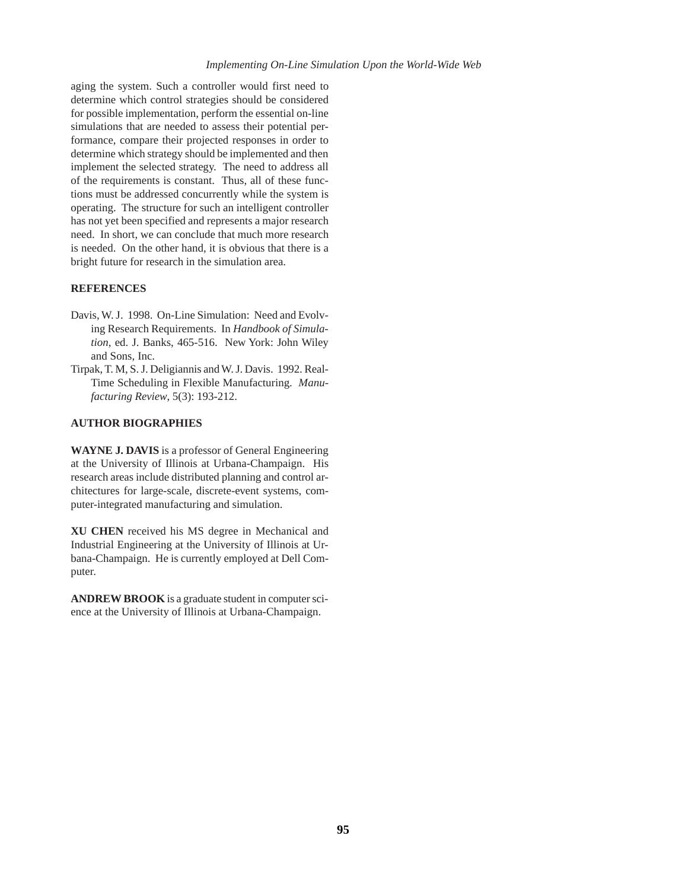aging the system. Such a controller would first need to determine which control strategies should be considered for possible implementation, perform the essential on-line simulations that are needed to assess their potential performance, compare their projected responses in order to determine which strategy should be implemented and then implement the selected strategy. The need to address all of the requirements is constant. Thus, all of these functions must be addressed concurrently while the system is operating. The structure for such an intelligent controller has not yet been specified and represents a major research need. In short, we can conclude that much more research is needed. On the other hand, it is obvious that there is a bright future for research in the simulation area.

## REFERENCES

Davis, W. J. 1998. On-Line Simulation: Need and Evolving Research Requirements. In *Handbook of Simulation*, ed. J. Banks, 465-516. New York: John Wiley and Sons, Inc.

Tirpak, T. M, S. J. Deligiannis and W. J. Davis. 1992. Real-Time Scheduling in Flexible Manufacturing. *Manufacturing Review*, 5(3): 193-212.

## AUTHOR BIOGRAPHIES

**WAYNE J. DAVIS** is a professor of General Engineering at the University of Illinois at Urbana-Champaign. His research areas include distributed planning and control architectures for large-scale, discrete-event systems, computer-integrated manufacturing and simulation.

**XU CHEN** received his MS degree in Mechanical and Industrial Engineering at the University of Illinois at Urbana-Champaign. He is currently employed at Dell Computer.

**ANDREW BROOK** is a graduate student in computer science at the University of Illinois at Urbana-Champaign.